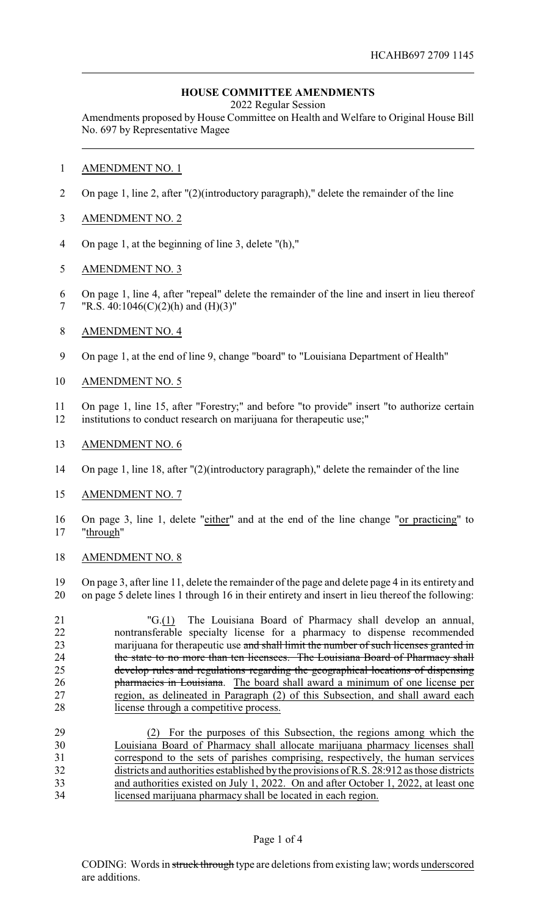HCAHB697 2709 1145

## HOUSE COMMITTEE AMENDMENTS

2022 Regular Session

Amendments proposed by House Committee on Health and Welfare to Original House Bill No. 697 by Representative Magee

AMENDMENT NO. 1

On page 1, line 2, after "(2)(introductory paragraph)," delete the remainder of the line

AMENDMENT NO. 2

On page 1, at the beginning of line 3, delete "(h),"

AMENDMENT NO. 3

On page 1, line 4, after "repeal" delete the remainder of the line and insert in lieu thereof "R.S. 40:1046(C)(2)(h) and (H)(3)"

AMENDMENT NO. 4

On page 1, at the end of line 9, change "board" to "Louisiana Department of Health"

AMENDMENT NO. 5

On page 1, line 15, after "Forestry;" and before "to provide" insert "to authorize certain institutions to conduct research on marijuana for therapeutic use;"

AMENDMENT NO. 6

On page 1, line 18, after "(2)(introductory paragraph)," delete the remainder of the line

AMENDMENT NO. 7

On page 3, line 1, delete "either" and at the end of the line change "or practicing" to "through"

AMENDMENT NO. 8

On page 3, after line 11, delete the remainder of the page and delete page 4 in its entirety and on page 5 delete lines 1 through 16 in their entirety and insert in lieu thereof the following:

"G.(1) The Louisiana Board of Pharmacy shall develop an annual, nontransferable specialty license for a pharmacy to dispense recommended marijuana for therapeutic use ~~and shall limit the number of such licenses granted in the state to no more than ten licensees. The Louisiana Board of Pharmacy shall develop rules and regulations regarding the geographical locations of dispensing pharmacies in Louisiana~~. The board shall award a minimum of one license per region, as delineated in Paragraph (2) of this Subsection, and shall award each license through a competitive process.

(2) For the purposes of this Subsection, the regions among which the Louisiana Board of Pharmacy shall allocate marijuana pharmacy licenses shall correspond to the sets of parishes comprising, respectively, the human services districts and authorities established by the provisions of R.S. 28:912 as those districts and authorities existed on July 1, 2022. On and after October 1, 2022, at least one licensed marijuana pharmacy shall be located in each region.

CODING: Words in ~~struck through~~ type are deletions from existing law; words underscored are additions.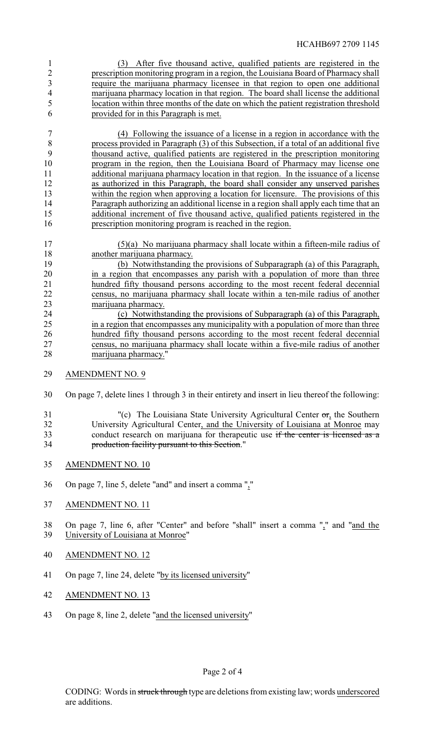(3) After five thousand active, qualified patients are registered in the prescription monitoring program in a region, the Louisiana Board of Pharmacy shall require the marijuana pharmacy licensee in that region to open one additional marijuana pharmacy location in that region. The board shall license the additional location within three months of the date on which the patient registration threshold provided for in this Paragraph is met.

(4) Following the issuance of a license in a region in accordance with the process provided in Paragraph (3) of this Subsection, if a total of an additional five thousand active, qualified patients are registered in the prescription monitoring program in the region, then the Louisiana Board of Pharmacy may license one additional marijuana pharmacy location in that region. In the issuance of a license as authorized in this Paragraph, the board shall consider any unserved parishes within the region when approving a location for licensure. The provisions of this Paragraph authorizing an additional license in a region shall apply each time that an additional increment of five thousand active, qualified patients registered in the prescription monitoring program is reached in the region.

(5)(a) No marijuana pharmacy shall locate within a fifteen-mile radius of another marijuana pharmacy.

(b) Notwithstanding the provisions of Subparagraph (a) of this Paragraph, in a region that encompasses any parish with a population of more than three hundred fifty thousand persons according to the most recent federal decennial census, no marijuana pharmacy shall locate within a ten-mile radius of another marijuana pharmacy.

(c) Notwithstanding the provisions of Subparagraph (a) of this Paragraph, in a region that encompasses any municipality with a population of more than three hundred fifty thousand persons according to the most recent federal decennial census, no marijuana pharmacy shall locate within a five-mile radius of another marijuana pharmacy."

AMENDMENT NO. 9

On page 7, delete lines 1 through 3 in their entirety and insert in lieu thereof the following:

"(c) The Louisiana State University Agricultural Center ~~or~~, the Southern University Agricultural Center, and the University of Louisiana at Monroe may conduct research on marijuana for therapeutic use ~~if the center is licensed as a production facility pursuant to this Section~~."

AMENDMENT NO. 10

On page 7, line 5, delete "and" and insert a comma ","

AMENDMENT NO. 11

On page 7, line 6, after "Center" and before "shall" insert a comma "," and "and the University of Louisiana at Monroe"

AMENDMENT NO. 12

On page 7, line 24, delete "by its licensed university"

AMENDMENT NO. 13

On page 8, line 2, delete "and the licensed university"

CODING: Words in ~~struck through~~ type are deletions from existing law; words underscored are additions.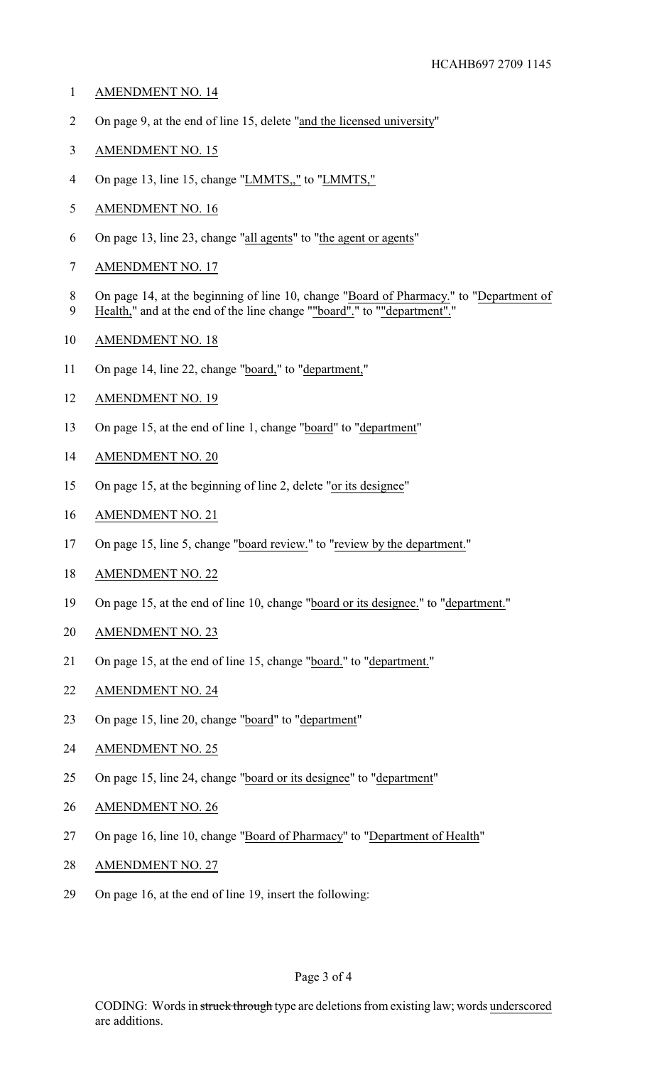AMENDMENT NO. 14

On page 9, at the end of line 15, delete "and the licensed university"

AMENDMENT NO. 15

On page 13, line 15, change "LMMTS,," to "LMMTS,"

AMENDMENT NO. 16

On page 13, line 23, change "all agents" to "the agent or agents"

AMENDMENT NO. 17

On page 14, at the beginning of line 10, change "Board of Pharmacy." to "Department of Health," and at the end of the line change ""board"." to ""department"."

AMENDMENT NO. 18

On page 14, line 22, change "board," to "department,"

AMENDMENT NO. 19

On page 15, at the end of line 1, change "board" to "department"

AMENDMENT NO. 20

On page 15, at the beginning of line 2, delete "or its designee"

AMENDMENT NO. 21

On page 15, line 5, change "board review." to "review by the department."

AMENDMENT NO. 22

On page 15, at the end of line 10, change "board or its designee." to "department."

AMENDMENT NO. 23

On page 15, at the end of line 15, change "board." to "department."

AMENDMENT NO. 24

On page 15, line 20, change "board" to "department"

AMENDMENT NO. 25

On page 15, line 24, change "board or its designee" to "department"

AMENDMENT NO. 26

On page 16, line 10, change "Board of Pharmacy" to "Department of Health"

AMENDMENT NO. 27

On page 16, at the end of line 19, insert the following:

CODING: Words in ~~struck through~~ type are deletions from existing law; words underscored are additions.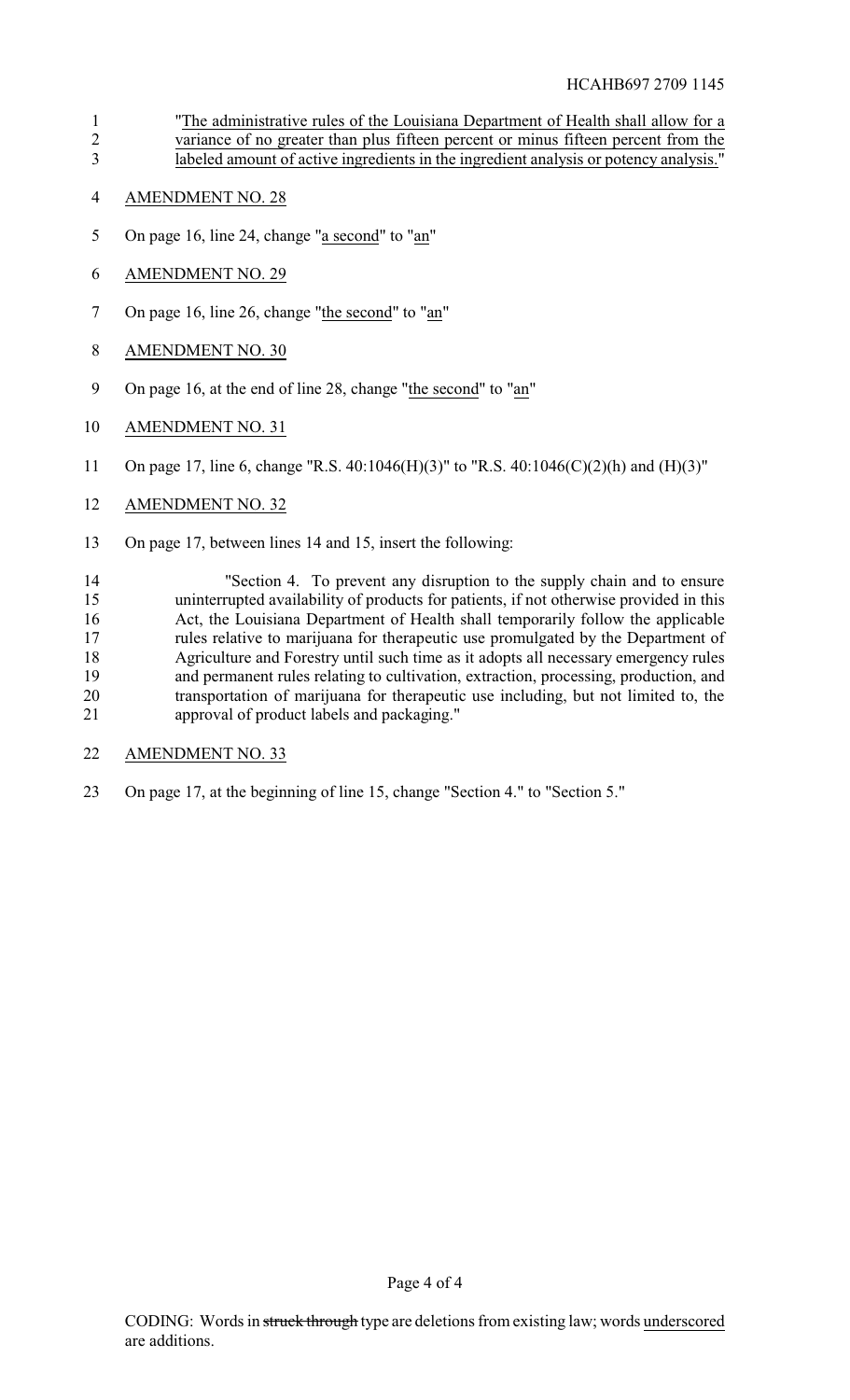"The administrative rules of the Louisiana Department of Health shall allow for a variance of no greater than plus fifteen percent or minus fifteen percent from the labeled amount of active ingredients in the ingredient analysis or potency analysis."

AMENDMENT NO. 28

On page 16, line 24, change "a second" to "an"

AMENDMENT NO. 29

On page 16, line 26, change "the second" to "an"

AMENDMENT NO. 30

On page 16, at the end of line 28, change "the second" to "an"

AMENDMENT NO. 31

On page 17, line 6, change "R.S. 40:1046(H)(3)" to "R.S. 40:1046(C)(2)(h) and (H)(3)"

AMENDMENT NO. 32

On page 17, between lines 14 and 15, insert the following:

"Section 4. To prevent any disruption to the supply chain and to ensure uninterrupted availability of products for patients, if not otherwise provided in this Act, the Louisiana Department of Health shall temporarily follow the applicable rules relative to marijuana for therapeutic use promulgated by the Department of Agriculture and Forestry until such time as it adopts all necessary emergency rules and permanent rules relating to cultivation, extraction, processing, production, and transportation of marijuana for therapeutic use including, but not limited to, the approval of product labels and packaging."

AMENDMENT NO. 33

On page 17, at the beginning of line 15, change "Section 4." to "Section 5."

CODING: Words in ~~struck through~~ type are deletions from existing law; words underscored are additions.